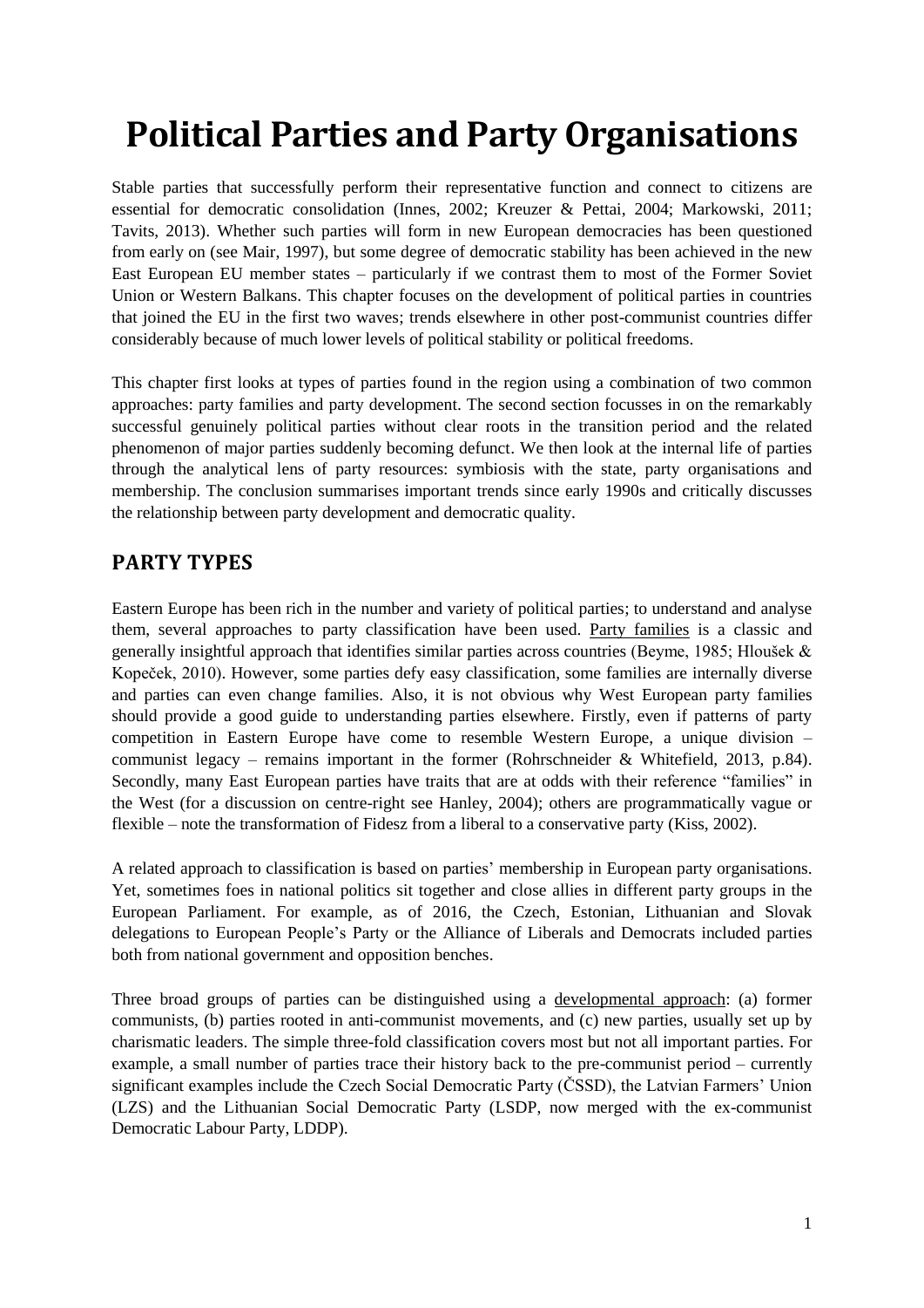# Political Parties and Party Organisations

Stable parties that successfully perform their representative function and connect to citizens are essential for democratic consolidation (Innes, 2002; Kreuzer & Pettai, 2004; Markowski, 2011; Tavits, 2013). Whether such parties will form in new European democracies has been questioned from early on (see Mair, 1997), but some degree of democratic stability has been achieved in the new East European EU member states – particularly if we contrast them to most of the Former Soviet Union or Western Balkans. This chapter focuses on the development of political parties in countries that joined the EU in the first two waves; trends elsewhere in other post-communist countries differ considerably because of much lower levels of political stability or political freedoms.

This chapter first looks at types of parties found in the region using a combination of two common approaches: party families and party development. The second section focusses in on the remarkably successful genuinely political parties without clear roots in the transition period and the related phenomenon of major parties suddenly becoming defunct. We then look at the internal life of parties through the analytical lens of party resources: symbiosis with the state, party organisations and membership. The conclusion summarises important trends since early 1990s and critically discusses the relationship between party development and democratic quality.

## PARTY TYPES

Eastern Europe has been rich in the number and variety of political parties; to understand and analyse them, several approaches to party classification have been used. Party families is a classic and generally insightful approach that identifies similar parties across countries (Beyme, 1985; Hloušek & Kopeček, 2010). However, some parties defy easy classification, some families are internally diverse and parties can even change families. Also, it is not obvious why West European party families should provide a good guide to understanding parties elsewhere. Firstly, even if patterns of party competition in Eastern Europe have come to resemble Western Europe, a unique division – communist legacy – remains important in the former (Rohrschneider & Whitefield, 2013, p.84). Secondly, many East European parties have traits that are at odds with their reference "families" in the West (for a discussion on centre-right see Hanley, 2004); others are programmatically vague or flexible – note the transformation of Fidesz from a liberal to a conservative party (Kiss, 2002).

A related approach to classification is based on parties' membership in European party organisations. Yet, sometimes foes in national politics sit together and close allies in different party groups in the European Parliament. For example, as of 2016, the Czech, Estonian, Lithuanian and Slovak delegations to European People's Party or the Alliance of Liberals and Democrats included parties both from national government and opposition benches.

Three broad groups of parties can be distinguished using a developmental approach: (a) former communists, (b) parties rooted in anti-communist movements, and (c) new parties, usually set up by charismatic leaders. The simple three-fold classification covers most but not all important parties. For example, a small number of parties trace their history back to the pre-communist period – currently significant examples include the Czech Social Democratic Party (ČSSD), the Latvian Farmers' Union (LZS) and the Lithuanian Social Democratic Party (LSDP, now merged with the ex-communist Democratic Labour Party, LDDP).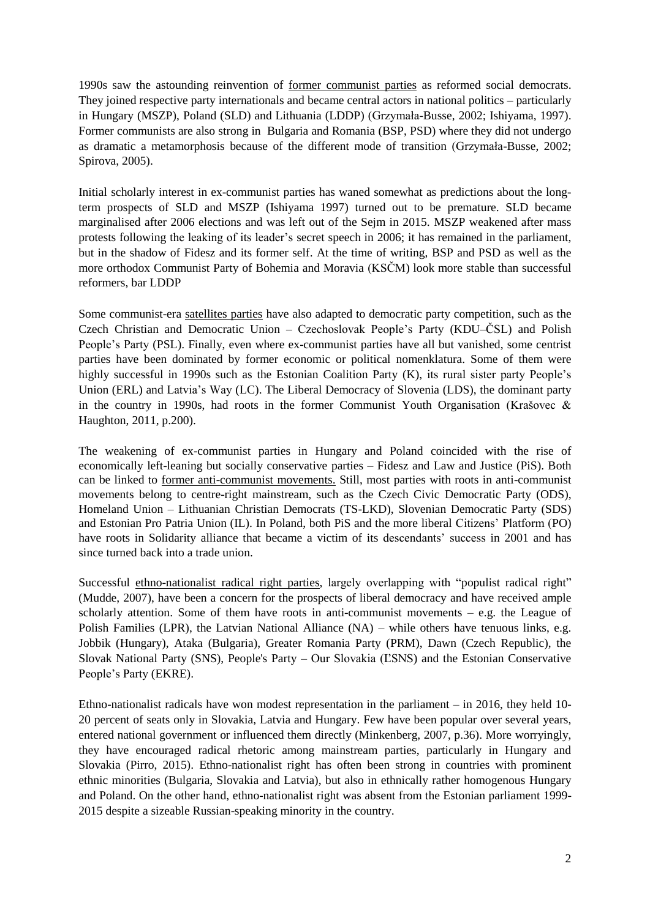1990s saw the astounding reinvention of <u>former communist parties</u> as reformed social democrats. They joined respective party internationals and became central actors in national politics – particularly in Hungary (MSZP), Poland (SLD) and Lithuania (LDDP) (Grzymała-Busse, 2002; Ishiyama, 1997). Former communists are also strong in Bulgaria and Romania (BSP, PSD) where they did not undergo as dramatic a metamorphosis because of the different mode of transition (Grzymała-Busse, 2002; Spirova, 2005).

Initial scholarly interest in ex-communist parties has waned somewhat as predictions about the long-term prospects of SLD and MSZP (Ishiyama 1997) turned out to be premature. SLD became marginalised after 2006 elections and was left out of the Sejm in 2015. MSZP weakened after mass protests following the leaking of its leader's secret speech in 2006; it has remained in the parliament, but in the shadow of Fidesz and its former self. At the time of writing, BSP and PSD as well as the more orthodox Communist Party of Bohemia and Moravia (KSČM) look more stable than successful reformers, bar LDDP

Some communist-era <u>satellites parties</u> have also adapted to democratic party competition, such as the Czech Christian and Democratic Union – Czechoslovak People's Party (KDU–ČSL) and Polish People's Party (PSL). Finally, even where ex-communist parties have all but vanished, some centrist parties have been dominated by former economic or political nomenklatura. Some of them were highly successful in 1990s such as the Estonian Coalition Party (K), its rural sister party People's Union (ERL) and Latvia's Way (LC). The Liberal Democracy of Slovenia (LDS), the dominant party in the country in 1990s, had roots in the former Communist Youth Organisation (Krašovec & Haughton, 2011, p.200).

The weakening of ex-communist parties in Hungary and Poland coincided with the rise of economically left-leaning but socially conservative parties – Fidesz and Law and Justice (PiS). Both can be linked to <u>former anti-communist movements.</u> Still, most parties with roots in anti-communist movements belong to centre-right mainstream, such as the Czech Civic Democratic Party (ODS), Homeland Union – Lithuanian Christian Democrats (TS-LKD), Slovenian Democratic Party (SDS) and Estonian Pro Patria Union (IL). In Poland, both PiS and the more liberal Citizens' Platform (PO) have roots in Solidarity alliance that became a victim of its descendants' success in 2001 and has since turned back into a trade union.

Successful <u>ethno-nationalist radical right parties</u>, largely overlapping with "populist radical right" (Mudde, 2007), have been a concern for the prospects of liberal democracy and have received ample scholarly attention. Some of them have roots in anti-communist movements – e.g. the League of Polish Families (LPR), the Latvian National Alliance (NA) – while others have tenuous links, e.g. Jobbik (Hungary), Ataka (Bulgaria), Greater Romania Party (PRM), Dawn (Czech Republic), the Slovak National Party (SNS), People's Party – Our Slovakia (ĽSNS) and the Estonian Conservative People's Party (EKRE).

Ethno-nationalist radicals have won modest representation in the parliament – in 2016, they held 10-20 percent of seats only in Slovakia, Latvia and Hungary. Few have been popular over several years, entered national government or influenced them directly (Minkenberg, 2007, p.36). More worryingly, they have encouraged radical rhetoric among mainstream parties, particularly in Hungary and Slovakia (Pirro, 2015). Ethno-nationalist right has often been strong in countries with prominent ethnic minorities (Bulgaria, Slovakia and Latvia), but also in ethnically rather homogenous Hungary and Poland. On the other hand, ethno-nationalist right was absent from the Estonian parliament 1999-2015 despite a sizeable Russian-speaking minority in the country.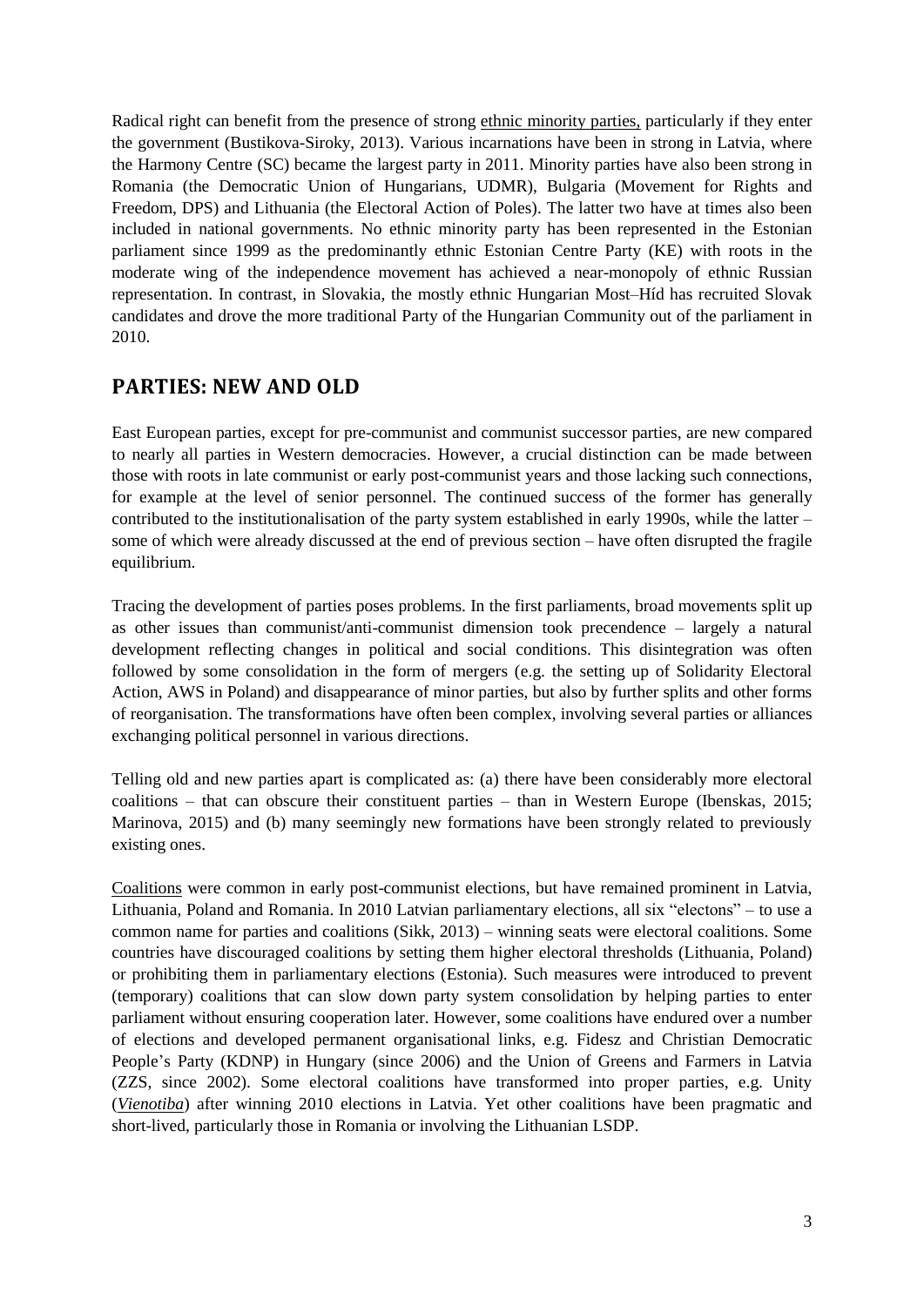Radical right can benefit from the presence of strong ethnic minority parties, particularly if they enter the government (Bustikova-Siroky, 2013). Various incarnations have been in strong in Latvia, where the Harmony Centre (SC) became the largest party in 2011. Minority parties have also been strong in Romania (the Democratic Union of Hungarians, UDMR), Bulgaria (Movement for Rights and Freedom, DPS) and Lithuania (the Electoral Action of Poles). The latter two have at times also been included in national governments. No ethnic minority party has been represented in the Estonian parliament since 1999 as the predominantly ethnic Estonian Centre Party (KE) with roots in the moderate wing of the independence movement has achieved a near-monopoly of ethnic Russian representation. In contrast, in Slovakia, the mostly ethnic Hungarian Most–Híd has recruited Slovak candidates and drove the more traditional Party of the Hungarian Community out of the parliament in 2010.

## PARTIES: NEW AND OLD

East European parties, except for pre-communist and communist successor parties, are new compared to nearly all parties in Western democracies. However, a crucial distinction can be made between those with roots in late communist or early post-communist years and those lacking such connections, for example at the level of senior personnel. The continued success of the former has generally contributed to the institutionalisation of the party system established in early 1990s, while the latter – some of which were already discussed at the end of previous section – have often disrupted the fragile equilibrium.

Tracing the development of parties poses problems. In the first parliaments, broad movements split up as other issues than communist/anti-communist dimension took precendence – largely a natural development reflecting changes in political and social conditions. This disintegration was often followed by some consolidation in the form of mergers (e.g. the setting up of Solidarity Electoral Action, AWS in Poland) and disappearance of minor parties, but also by further splits and other forms of reorganisation. The transformations have often been complex, involving several parties or alliances exchanging political personnel in various directions.

Telling old and new parties apart is complicated as: (a) there have been considerably more electoral coalitions – that can obscure their constituent parties – than in Western Europe (Ibenskas, 2015; Marinova, 2015) and (b) many seemingly new formations have been strongly related to previously existing ones.

Coalitions were common in early post-communist elections, but have remained prominent in Latvia, Lithuania, Poland and Romania. In 2010 Latvian parliamentary elections, all six "electons" – to use a common name for parties and coalitions (Sikk, 2013) – winning seats were electoral coalitions. Some countries have discouraged coalitions by setting them higher electoral thresholds (Lithuania, Poland) or prohibiting them in parliamentary elections (Estonia). Such measures were introduced to prevent (temporary) coalitions that can slow down party system consolidation by helping parties to enter parliament without ensuring cooperation later. However, some coalitions have endured over a number of elections and developed permanent organisational links, e.g. Fidesz and Christian Democratic People's Party (KDNP) in Hungary (since 2006) and the Union of Greens and Farmers in Latvia (ZZS, since 2002). Some electoral coalitions have transformed into proper parties, e.g. Unity (*Vienotiba*) after winning 2010 elections in Latvia. Yet other coalitions have been pragmatic and short-lived, particularly those in Romania or involving the Lithuanian LSDP.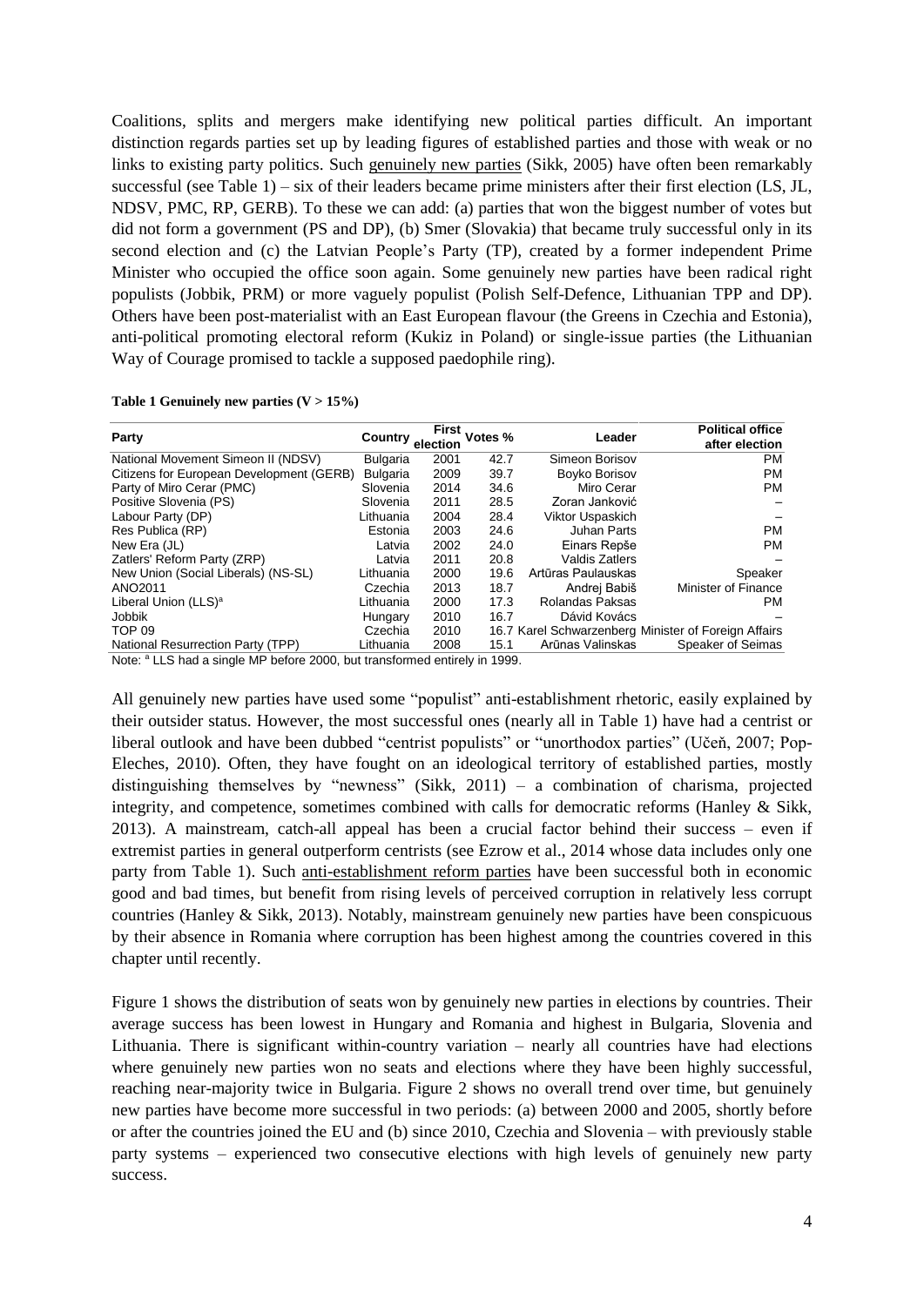Coalitions, splits and mergers make identifying new political parties difficult. An important distinction regards parties set up by leading figures of established parties and those with weak or no links to existing party politics. Such genuinely new parties (Sikk, 2005) have often been remarkably successful (see Table 1) – six of their leaders became prime ministers after their first election (LS, JL, NDSV, PMC, RP, GERB). To these we can add: (a) parties that won the biggest number of votes but did not form a government (PS and DP), (b) Smer (Slovakia) that became truly successful only in its second election and (c) the Latvian People's Party (TP), created by a former independent Prime Minister who occupied the office soon again. Some genuinely new parties have been radical right populists (Jobbik, PRM) or more vaguely populist (Polish Self-Defence, Lithuanian TPP and DP). Others have been post-materialist with an East European flavour (the Greens in Czechia and Estonia), anti-political promoting electoral reform (Kukiz in Poland) or single-issue parties (the Lithuanian Way of Courage promised to tackle a supposed paedophile ring).

**Table 1 Genuinely new parties (V > 15%)**

| Party | Country | First election | Votes % | Leader | Political office after election |
|---|---|---|---|---|---|
| National Movement Simeon II (NDSV) | Bulgaria | 2001 | 42.7 | Simeon Borisov | PM |
| Citizens for European Development (GERB) | Bulgaria | 2009 | 39.7 | Boyko Borisov | PM |
| Party of Miro Cerar (PMC) | Slovenia | 2014 | 34.6 | Miro Cerar | PM |
| Positive Slovenia (PS) | Slovenia | 2011 | 28.5 | Zoran Janković | – |
| Labour Party (DP) | Lithuania | 2004 | 28.4 | Viktor Uspaskich | – |
| Res Publica (RP) | Estonia | 2003 | 24.6 | Juhan Parts | PM |
| New Era (JL) | Latvia | 2002 | 24.0 | Einars Repše | PM |
| Zatlers' Reform Party (ZRP) | Latvia | 2011 | 20.8 | Valdis Zatlers | – |
| New Union (Social Liberals) (NS-SL) | Lithuania | 2000 | 19.6 | Artūras Paulauskas | Speaker |
| ANO2011 | Czechia | 2013 | 18.7 | Andrej Babiš | Minister of Finance |
| Liberal Union (LLS)[a] | Lithuania | 2000 | 17.3 | Rolandas Paksas | PM |
| Jobbik | Hungary | 2010 | 16.7 | Dávid Kovács | – |
| TOP 09 | Czechia | 2010 | 16.7 | Karel Schwarzenberg | Minister of Foreign Affairs |
| National Resurrection Party (TPP) | Lithuania | 2008 | 15.1 | Arūnas Valinskas | Speaker of Seimas |

Note: [a] LLS had a single MP before 2000, but transformed entirely in 1999.

All genuinely new parties have used some "populist" anti-establishment rhetoric, easily explained by their outsider status. However, the most successful ones (nearly all in Table 1) have had a centrist or liberal outlook and have been dubbed "centrist populists" or "unorthodox parties" (Učeň, 2007; Pop-Eleches, 2010). Often, they have fought on an ideological territory of established parties, mostly distinguishing themselves by "newness" (Sikk, 2011) – a combination of charisma, projected integrity, and competence, sometimes combined with calls for democratic reforms (Hanley & Sikk, 2013). A mainstream, catch-all appeal has been a crucial factor behind their success – even if extremist parties in general outperform centrists (see Ezrow et al., 2014 whose data includes only one party from Table 1). Such anti-establishment reform parties have been successful both in economic good and bad times, but benefit from rising levels of perceived corruption in relatively less corrupt countries (Hanley & Sikk, 2013). Notably, mainstream genuinely new parties have been conspicuous by their absence in Romania where corruption has been highest among the countries covered in this chapter until recently.

Figure 1 shows the distribution of seats won by genuinely new parties in elections by countries. Their average success has been lowest in Hungary and Romania and highest in Bulgaria, Slovenia and Lithuania. There is significant within-country variation – nearly all countries have had elections where genuinely new parties won no seats and elections where they have been highly successful, reaching near-majority twice in Bulgaria. Figure 2 shows no overall trend over time, but genuinely new parties have become more successful in two periods: (a) between 2000 and 2005, shortly before or after the countries joined the EU and (b) since 2010, Czechia and Slovenia – with previously stable party systems – experienced two consecutive elections with high levels of genuinely new party success.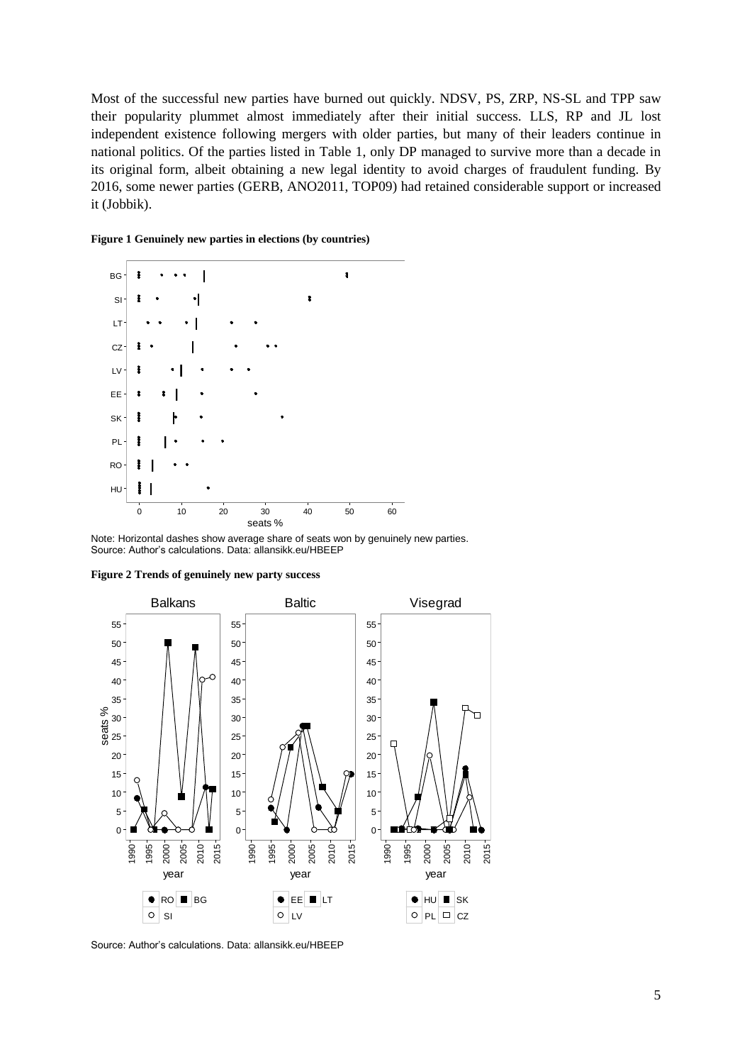Most of the successful new parties have burned out quickly. NDSV, PS, ZRP, NS-SL and TPP saw their popularity plummet almost immediately after their initial success. LLS, RP and JL lost independent existence following mergers with older parties, but many of their leaders continue in national politics. Of the parties listed in Table 1, only DP managed to survive more than a decade in its original form, albeit obtaining a new legal identity to avoid charges of fraudulent funding. By 2016, some newer parties (GERB, ANO2011, TOP09) had retained considerable support or increased it (Jobbik).

**Figure 1 Genuinely new parties in elections (by countries)**

Note: Horizontal dashes show average share of seats won by genuinely new parties.
Source: Author's calculations. Data: allansikk.eu/HBEEP

**Figure 2 Trends of genuinely new party success**

Source: Author's calculations. Data: allansikk.eu/HBEEP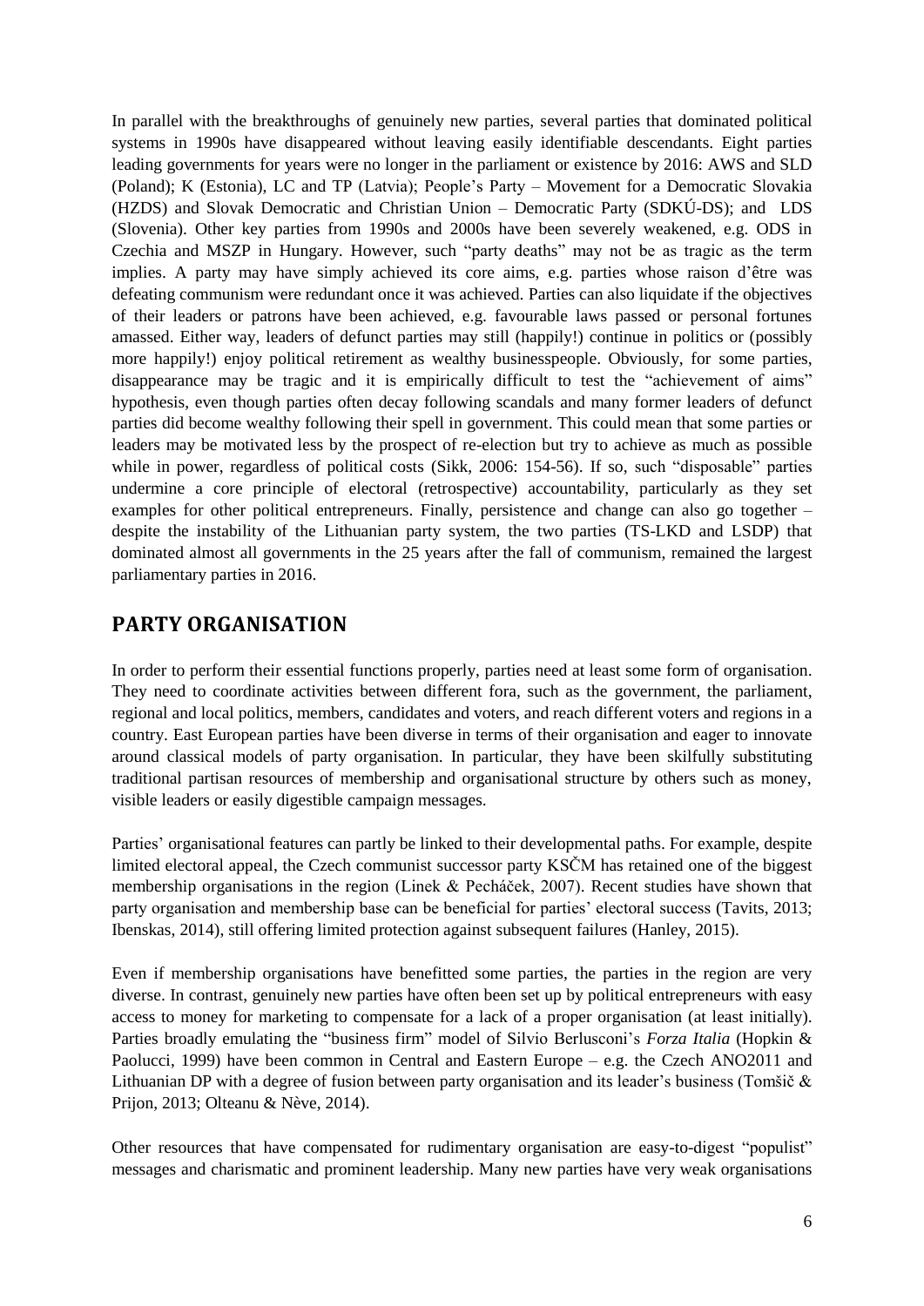In parallel with the breakthroughs of genuinely new parties, several parties that dominated political systems in 1990s have disappeared without leaving easily identifiable descendants. Eight parties leading governments for years were no longer in the parliament or existence by 2016: AWS and SLD (Poland); K (Estonia), LC and TP (Latvia); People's Party – Movement for a Democratic Slovakia (HZDS) and Slovak Democratic and Christian Union – Democratic Party (SDKÚ-DS); and LDS (Slovenia). Other key parties from 1990s and 2000s have been severely weakened, e.g. ODS in Czechia and MSZP in Hungary. However, such "party deaths" may not be as tragic as the term implies. A party may have simply achieved its core aims, e.g. parties whose raison d'être was defeating communism were redundant once it was achieved. Parties can also liquidate if the objectives of their leaders or patrons have been achieved, e.g. favourable laws passed or personal fortunes amassed. Either way, leaders of defunct parties may still (happily!) continue in politics or (possibly more happily!) enjoy political retirement as wealthy businesspeople. Obviously, for some parties, disappearance may be tragic and it is empirically difficult to test the "achievement of aims" hypothesis, even though parties often decay following scandals and many former leaders of defunct parties did become wealthy following their spell in government. This could mean that some parties or leaders may be motivated less by the prospect of re-election but try to achieve as much as possible while in power, regardless of political costs (Sikk, 2006: 154-56). If so, such "disposable" parties undermine a core principle of electoral (retrospective) accountability, particularly as they set examples for other political entrepreneurs. Finally, persistence and change can also go together – despite the instability of the Lithuanian party system, the two parties (TS-LKD and LSDP) that dominated almost all governments in the 25 years after the fall of communism, remained the largest parliamentary parties in 2016.

## PARTY ORGANISATION

In order to perform their essential functions properly, parties need at least some form of organisation. They need to coordinate activities between different fora, such as the government, the parliament, regional and local politics, members, candidates and voters, and reach different voters and regions in a country. East European parties have been diverse in terms of their organisation and eager to innovate around classical models of party organisation. In particular, they have been skilfully substituting traditional partisan resources of membership and organisational structure by others such as money, visible leaders or easily digestible campaign messages.

Parties' organisational features can partly be linked to their developmental paths. For example, despite limited electoral appeal, the Czech communist successor party KSČM has retained one of the biggest membership organisations in the region (Linek & Pecháček, 2007). Recent studies have shown that party organisation and membership base can be beneficial for parties' electoral success (Tavits, 2013; Ibenskas, 2014), still offering limited protection against subsequent failures (Hanley, 2015).

Even if membership organisations have benefitted some parties, the parties in the region are very diverse. In contrast, genuinely new parties have often been set up by political entrepreneurs with easy access to money for marketing to compensate for a lack of a proper organisation (at least initially). Parties broadly emulating the "business firm" model of Silvio Berlusconi's *Forza Italia* (Hopkin & Paolucci, 1999) have been common in Central and Eastern Europe – e.g. the Czech ANO2011 and Lithuanian DP with a degree of fusion between party organisation and its leader's business (Tomšič & Prijon, 2013; Olteanu & Nève, 2014).

Other resources that have compensated for rudimentary organisation are easy-to-digest "populist" messages and charismatic and prominent leadership. Many new parties have very weak organisations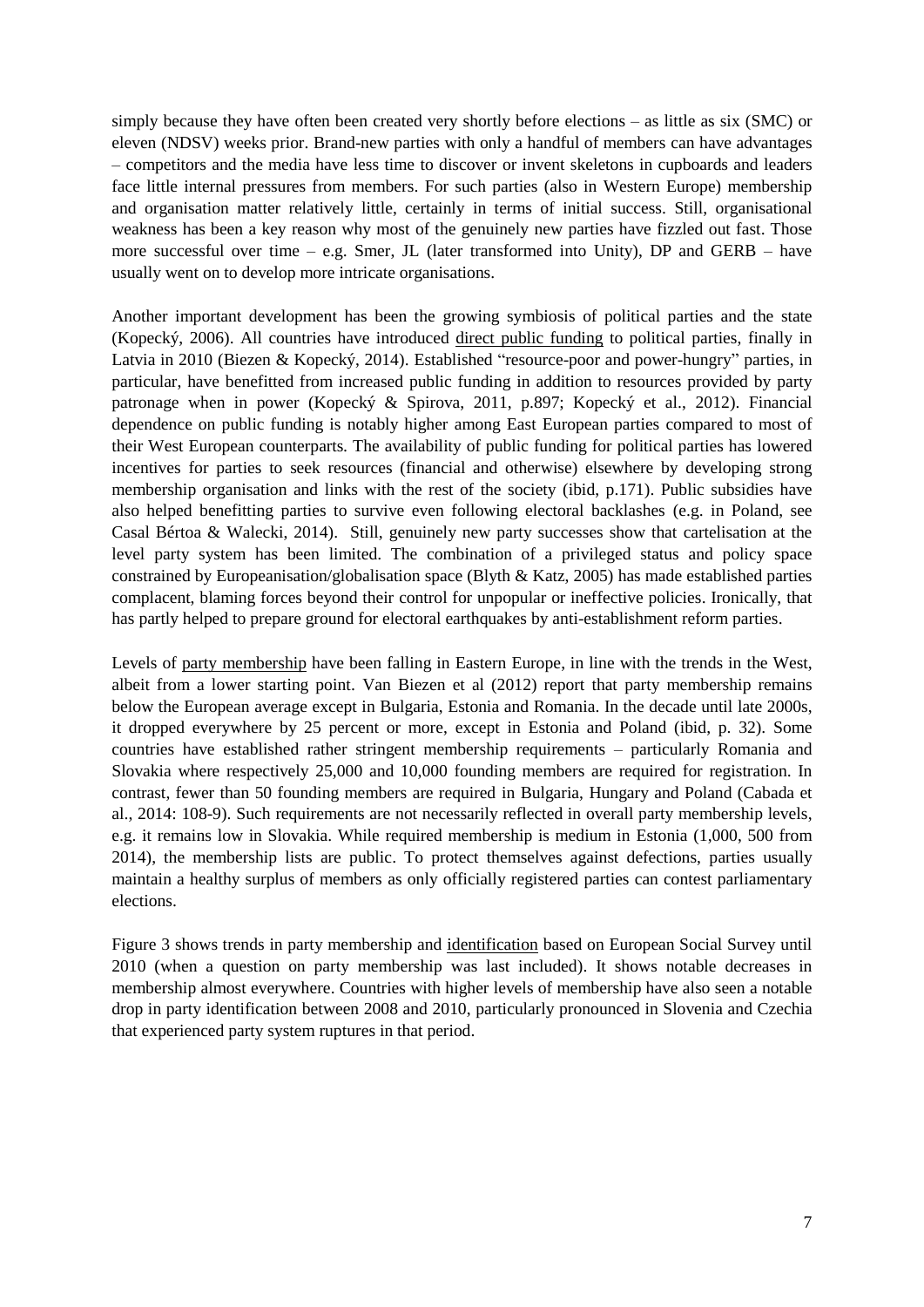simply because they have often been created very shortly before elections – as little as six (SMC) or eleven (NDSV) weeks prior. Brand-new parties with only a handful of members can have advantages – competitors and the media have less time to discover or invent skeletons in cupboards and leaders face little internal pressures from members. For such parties (also in Western Europe) membership and organisation matter relatively little, certainly in terms of initial success. Still, organisational weakness has been a key reason why most of the genuinely new parties have fizzled out fast. Those more successful over time – e.g. Smer, JL (later transformed into Unity), DP and GERB – have usually went on to develop more intricate organisations.

Another important development has been the growing symbiosis of political parties and the state (Kopecký, 2006). All countries have introduced direct public funding to political parties, finally in Latvia in 2010 (Biezen & Kopecký, 2014). Established "resource-poor and power-hungry" parties, in particular, have benefitted from increased public funding in addition to resources provided by party patronage when in power (Kopecký & Spirova, 2011, p.897; Kopecký et al., 2012). Financial dependence on public funding is notably higher among East European parties compared to most of their West European counterparts. The availability of public funding for political parties has lowered incentives for parties to seek resources (financial and otherwise) elsewhere by developing strong membership organisation and links with the rest of the society (ibid, p.171). Public subsidies have also helped benefitting parties to survive even following electoral backlashes (e.g. in Poland, see Casal Bértoa & Walecki, 2014). Still, genuinely new party successes show that cartelisation at the level party system has been limited. The combination of a privileged status and policy space constrained by Europeanisation/globalisation space (Blyth & Katz, 2005) has made established parties complacent, blaming forces beyond their control for unpopular or ineffective policies. Ironically, that has partly helped to prepare ground for electoral earthquakes by anti-establishment reform parties.

Levels of party membership have been falling in Eastern Europe, in line with the trends in the West, albeit from a lower starting point. Van Biezen et al (2012) report that party membership remains below the European average except in Bulgaria, Estonia and Romania. In the decade until late 2000s, it dropped everywhere by 25 percent or more, except in Estonia and Poland (ibid, p. 32). Some countries have established rather stringent membership requirements – particularly Romania and Slovakia where respectively 25,000 and 10,000 founding members are required for registration. In contrast, fewer than 50 founding members are required in Bulgaria, Hungary and Poland (Cabada et al., 2014: 108-9). Such requirements are not necessarily reflected in overall party membership levels, e.g. it remains low in Slovakia. While required membership is medium in Estonia (1,000, 500 from 2014), the membership lists are public. To protect themselves against defections, parties usually maintain a healthy surplus of members as only officially registered parties can contest parliamentary elections.

Figure 3 shows trends in party membership and identification based on European Social Survey until 2010 (when a question on party membership was last included). It shows notable decreases in membership almost everywhere. Countries with higher levels of membership have also seen a notable drop in party identification between 2008 and 2010, particularly pronounced in Slovenia and Czechia that experienced party system ruptures in that period.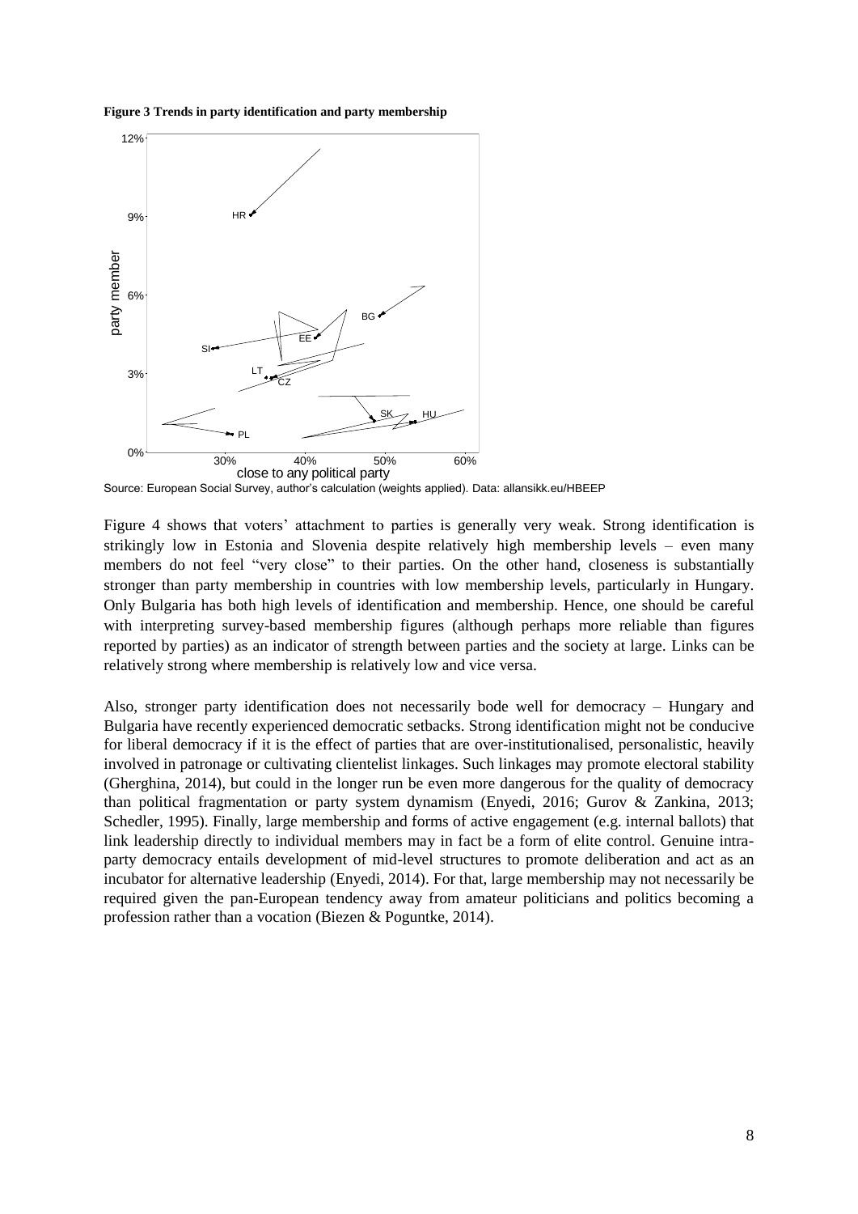**Figure 3 Trends in party identification and party membership**

Source: European Social Survey, author's calculation (weights applied). Data: allansikk.eu/HBEEP

Figure 4 shows that voters' attachment to parties is generally very weak. Strong identification is strikingly low in Estonia and Slovenia despite relatively high membership levels – even many members do not feel "very close" to their parties. On the other hand, closeness is substantially stronger than party membership in countries with low membership levels, particularly in Hungary. Only Bulgaria has both high levels of identification and membership. Hence, one should be careful with interpreting survey-based membership figures (although perhaps more reliable than figures reported by parties) as an indicator of strength between parties and the society at large. Links can be relatively strong where membership is relatively low and vice versa.

Also, stronger party identification does not necessarily bode well for democracy – Hungary and Bulgaria have recently experienced democratic setbacks. Strong identification might not be conducive for liberal democracy if it is the effect of parties that are over-institutionalised, personalistic, heavily involved in patronage or cultivating clientelist linkages. Such linkages may promote electoral stability (Gherghina, 2014), but could in the longer run be even more dangerous for the quality of democracy than political fragmentation or party system dynamism (Enyedi, 2016; Gurov & Zankina, 2013; Schedler, 1995). Finally, large membership and forms of active engagement (e.g. internal ballots) that link leadership directly to individual members may in fact be a form of elite control. Genuine intra-party democracy entails development of mid-level structures to promote deliberation and act as an incubator for alternative leadership (Enyedi, 2014). For that, large membership may not necessarily be required given the pan-European tendency away from amateur politicians and politics becoming a profession rather than a vocation (Biezen & Poguntke, 2014).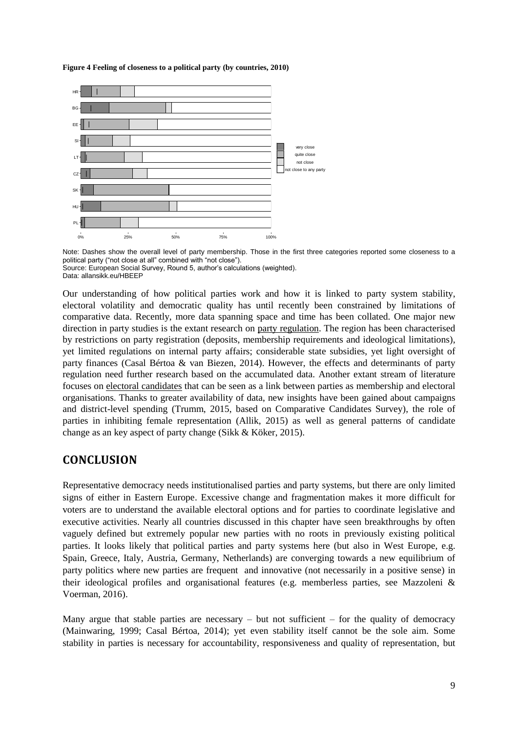**Figure 4 Feeling of closeness to a political party (by countries, 2010)**

Note: Dashes show the overall level of party membership. Those in the first three categories reported some closeness to a political party ("not close at all" combined with "not close").
Source: European Social Survey, Round 5, author's calculations (weighted).
Data: allansikk.eu/HBEEP

Our understanding of how political parties work and how it is linked to party system stability, electoral volatility and democratic quality has until recently been constrained by limitations of comparative data. Recently, more data spanning space and time has been collated. One major new direction in party studies is the extant research on party regulation. The region has been characterised by restrictions on party registration (deposits, membership requirements and ideological limitations), yet limited regulations on internal party affairs; considerable state subsidies, yet light oversight of party finances (Casal Bértoa & van Biezen, 2014). However, the effects and determinants of party regulation need further research based on the accumulated data. Another extant stream of literature focuses on electoral candidates that can be seen as a link between parties as membership and electoral organisations. Thanks to greater availability of data, new insights have been gained about campaigns and district-level spending (Trumm, 2015, based on Comparative Candidates Survey), the role of parties in inhibiting female representation (Allik, 2015) as well as general patterns of candidate change as an key aspect of party change (Sikk & Köker, 2015).

## CONCLUSION

Representative democracy needs institutionalised parties and party systems, but there are only limited signs of either in Eastern Europe. Excessive change and fragmentation makes it more difficult for voters are to understand the available electoral options and for parties to coordinate legislative and executive activities. Nearly all countries discussed in this chapter have seen breakthroughs by often vaguely defined but extremely popular new parties with no roots in previously existing political parties. It looks likely that political parties and party systems here (but also in West Europe, e.g. Spain, Greece, Italy, Austria, Germany, Netherlands) are converging towards a new equilibrium of party politics where new parties are frequent and innovative (not necessarily in a positive sense) in their ideological profiles and organisational features (e.g. memberless parties, see Mazzoleni & Voerman, 2016).

Many argue that stable parties are necessary – but not sufficient – for the quality of democracy (Mainwaring, 1999; Casal Bértoa, 2014); yet even stability itself cannot be the sole aim. Some stability in parties is necessary for accountability, responsiveness and quality of representation, but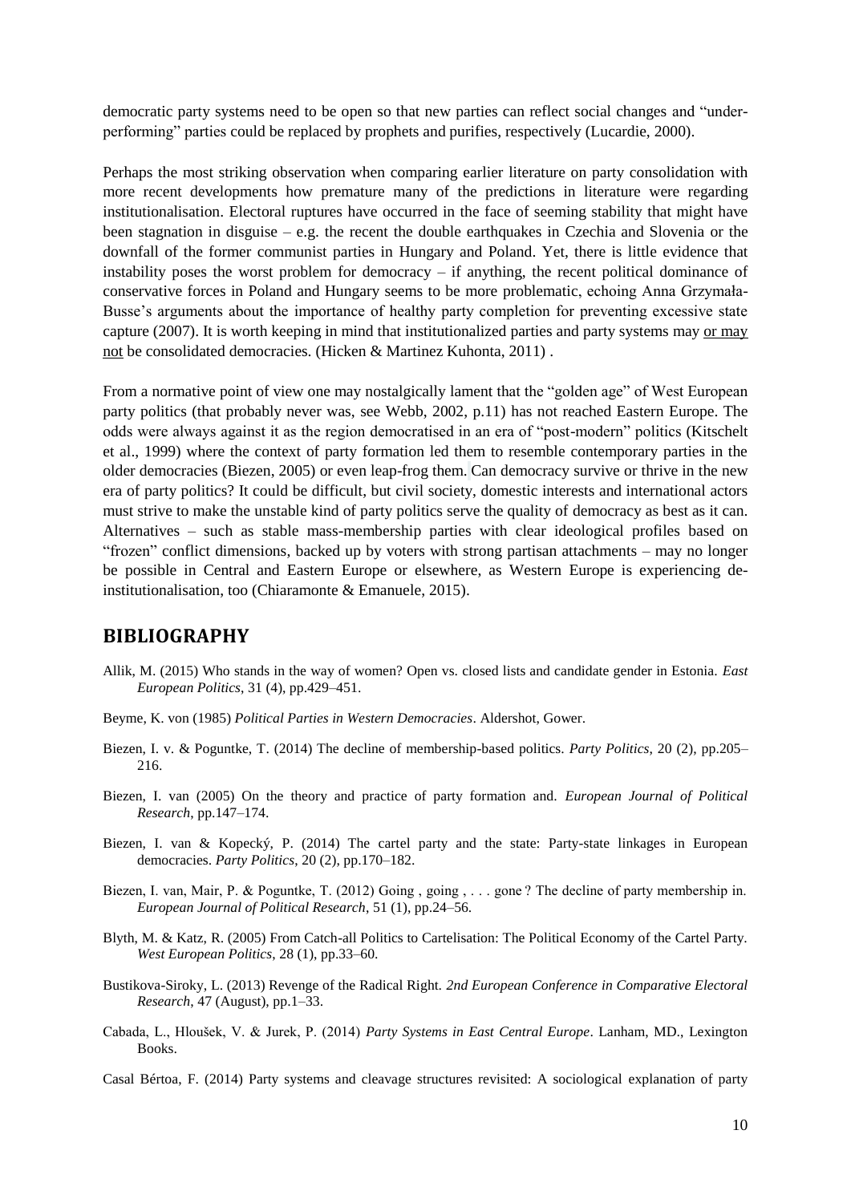democratic party systems need to be open so that new parties can reflect social changes and "under-performing" parties could be replaced by prophets and purifies, respectively (Lucardie, 2000).

Perhaps the most striking observation when comparing earlier literature on party consolidation with more recent developments how premature many of the predictions in literature were regarding institutionalisation. Electoral ruptures have occurred in the face of seeming stability that might have been stagnation in disguise – e.g. the recent the double earthquakes in Czechia and Slovenia or the downfall of the former communist parties in Hungary and Poland. Yet, there is little evidence that instability poses the worst problem for democracy – if anything, the recent political dominance of conservative forces in Poland and Hungary seems to be more problematic, echoing Anna Grzymała-Busse's arguments about the importance of healthy party completion for preventing excessive state capture (2007). It is worth keeping in mind that institutionalized parties and party systems may or may not be consolidated democracies. (Hicken & Martinez Kuhonta, 2011) .

From a normative point of view one may nostalgically lament that the "golden age" of West European party politics (that probably never was, see Webb, 2002, p.11) has not reached Eastern Europe. The odds were always against it as the region democratised in an era of "post-modern" politics (Kitschelt et al., 1999) where the context of party formation led them to resemble contemporary parties in the older democracies (Biezen, 2005) or even leap-frog them. Can democracy survive or thrive in the new era of party politics? It could be difficult, but civil society, domestic interests and international actors must strive to make the unstable kind of party politics serve the quality of democracy as best as it can. Alternatives – such as stable mass-membership parties with clear ideological profiles based on "frozen" conflict dimensions, backed up by voters with strong partisan attachments – may no longer be possible in Central and Eastern Europe or elsewhere, as Western Europe is experiencing de-institutionalisation, too (Chiaramonte & Emanuele, 2015).

## BIBLIOGRAPHY

Allik, M. (2015) Who stands in the way of women? Open vs. closed lists and candidate gender in Estonia. *East European Politics*, 31 (4), pp.429–451.

Beyme, K. von (1985) *Political Parties in Western Democracies*. Aldershot, Gower.

Biezen, I. v. & Poguntke, T. (2014) The decline of membership-based politics. *Party Politics*, 20 (2), pp.205–216.

Biezen, I. van (2005) On the theory and practice of party formation and. *European Journal of Political Research*, pp.147–174.

Biezen, I. van & Kopecký, P. (2014) The cartel party and the state: Party-state linkages in European democracies. *Party Politics*, 20 (2), pp.170–182.

Biezen, I. van, Mair, P. & Poguntke, T. (2012) Going , going , . . . gone ? The decline of party membership in. *European Journal of Political Research*, 51 (1), pp.24–56.

Blyth, M. & Katz, R. (2005) From Catch-all Politics to Cartelisation: The Political Economy of the Cartel Party. *West European Politics*, 28 (1), pp.33–60.

Bustikova-Siroky, L. (2013) Revenge of the Radical Right. *2nd European Conference in Comparative Electoral Research*, 47 (August), pp.1–33.

Cabada, L., Hloušek, V. & Jurek, P. (2014) *Party Systems in East Central Europe*. Lanham, MD., Lexington Books.

Casal Bértoa, F. (2014) Party systems and cleavage structures revisited: A sociological explanation of party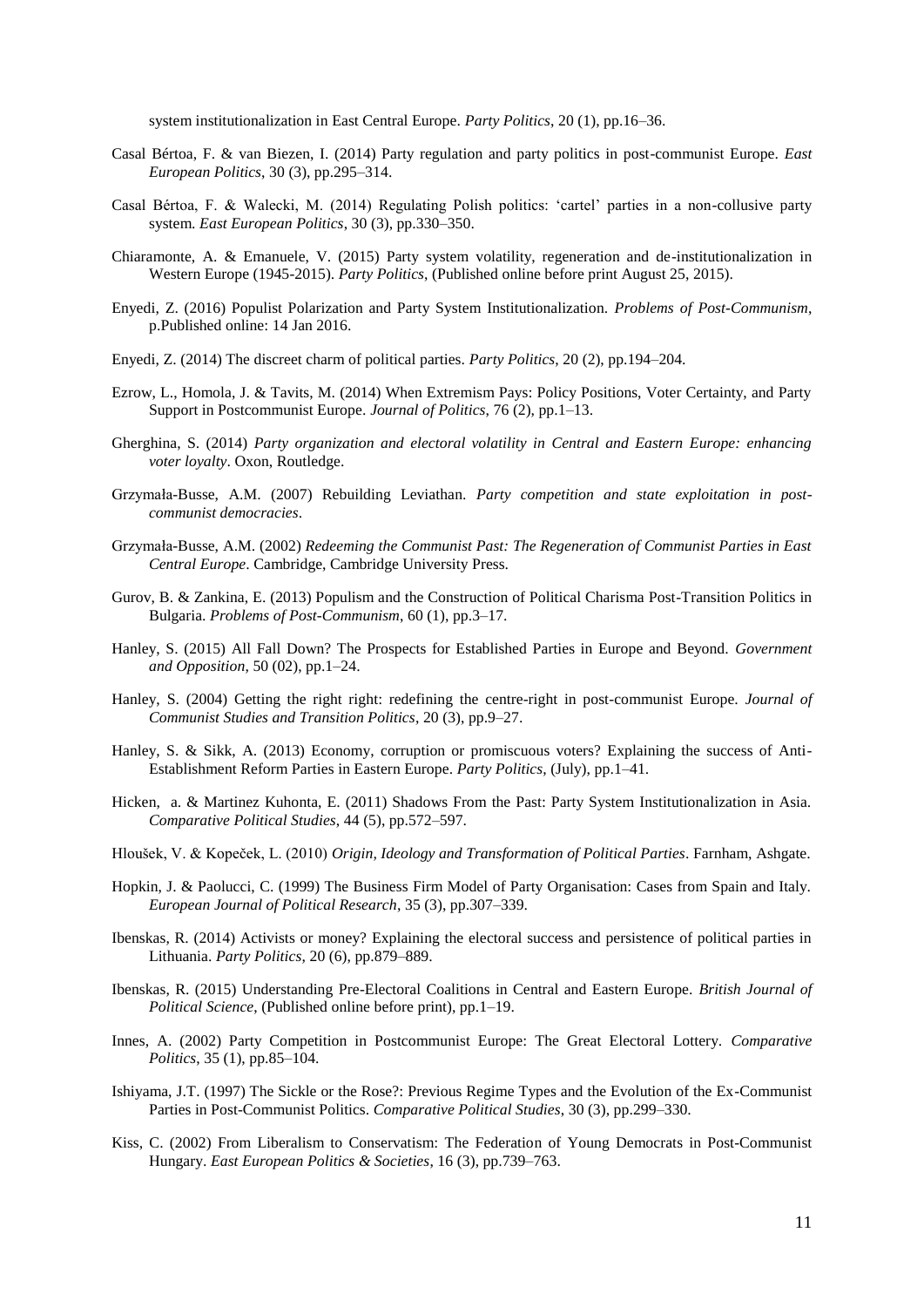system institutionalization in East Central Europe. *Party Politics*, 20 (1), pp.16–36.

Casal Bértoa, F. & van Biezen, I. (2014) Party regulation and party politics in post-communist Europe. *East European Politics*, 30 (3), pp.295–314.

Casal Bértoa, F. & Walecki, M. (2014) Regulating Polish politics: 'cartel' parties in a non-collusive party system. *East European Politics*, 30 (3), pp.330–350.

Chiaramonte, A. & Emanuele, V. (2015) Party system volatility, regeneration and de-institutionalization in Western Europe (1945-2015). *Party Politics*, (Published online before print August 25, 2015).

Enyedi, Z. (2016) Populist Polarization and Party System Institutionalization. *Problems of Post-Communism*, p.Published online: 14 Jan 2016.

Enyedi, Z. (2014) The discreet charm of political parties. *Party Politics*, 20 (2), pp.194–204.

Ezrow, L., Homola, J. & Tavits, M. (2014) When Extremism Pays: Policy Positions, Voter Certainty, and Party Support in Postcommunist Europe. *Journal of Politics*, 76 (2), pp.1–13.

Gherghina, S. (2014) *Party organization and electoral volatility in Central and Eastern Europe: enhancing voter loyalty*. Oxon, Routledge.

Grzymała-Busse, A.M. (2007) Rebuilding Leviathan. *Party competition and state exploitation in post-communist democracies*.

Grzymała-Busse, A.M. (2002) *Redeeming the Communist Past: The Regeneration of Communist Parties in East Central Europe*. Cambridge, Cambridge University Press.

Gurov, B. & Zankina, E. (2013) Populism and the Construction of Political Charisma Post-Transition Politics in Bulgaria. *Problems of Post-Communism*, 60 (1), pp.3–17.

Hanley, S. (2015) All Fall Down? The Prospects for Established Parties in Europe and Beyond. *Government and Opposition*, 50 (02), pp.1–24.

Hanley, S. (2004) Getting the right right: redefining the centre-right in post-communist Europe. *Journal of Communist Studies and Transition Politics*, 20 (3), pp.9–27.

Hanley, S. & Sikk, A. (2013) Economy, corruption or promiscuous voters? Explaining the success of Anti-Establishment Reform Parties in Eastern Europe. *Party Politics*, (July), pp.1–41.

Hicken, a. & Martinez Kuhonta, E. (2011) Shadows From the Past: Party System Institutionalization in Asia. *Comparative Political Studies*, 44 (5), pp.572–597.

Hloušek, V. & Kopeček, L. (2010) *Origin, Ideology and Transformation of Political Parties*. Farnham, Ashgate.

Hopkin, J. & Paolucci, C. (1999) The Business Firm Model of Party Organisation: Cases from Spain and Italy. *European Journal of Political Research*, 35 (3), pp.307–339.

Ibenskas, R. (2014) Activists or money? Explaining the electoral success and persistence of political parties in Lithuania. *Party Politics*, 20 (6), pp.879–889.

Ibenskas, R. (2015) Understanding Pre-Electoral Coalitions in Central and Eastern Europe. *British Journal of Political Science*, (Published online before print), pp.1–19.

Innes, A. (2002) Party Competition in Postcommunist Europe: The Great Electoral Lottery. *Comparative Politics*, 35 (1), pp.85–104.

Ishiyama, J.T. (1997) The Sickle or the Rose?: Previous Regime Types and the Evolution of the Ex-Communist Parties in Post-Communist Politics. *Comparative Political Studies*, 30 (3), pp.299–330.

Kiss, C. (2002) From Liberalism to Conservatism: The Federation of Young Democrats in Post-Communist Hungary. *East European Politics & Societies*, 16 (3), pp.739–763.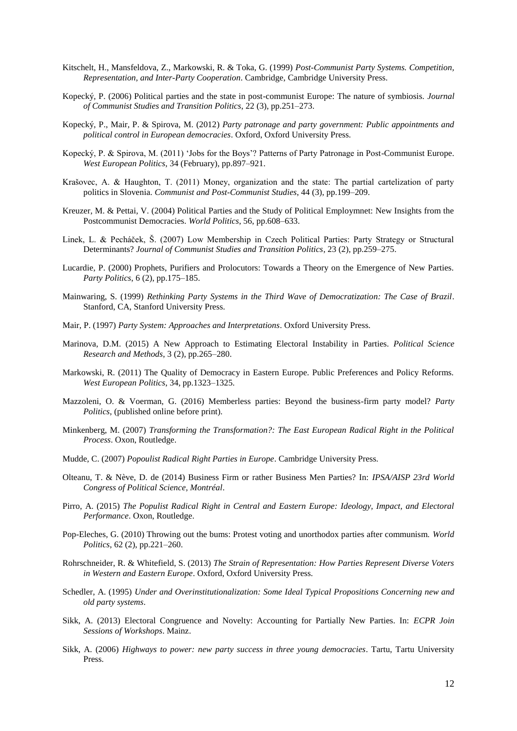Kitschelt, H., Mansfeldova, Z., Markowski, R. & Toka, G. (1999) *Post-Communist Party Systems. Competition, Representation, and Inter-Party Cooperation*. Cambridge, Cambridge University Press.

Kopecký, P. (2006) Political parties and the state in post-communist Europe: The nature of symbiosis. *Journal of Communist Studies and Transition Politics*, 22 (3), pp.251–273.

Kopecký, P., Mair, P. & Spirova, M. (2012) *Party patronage and party government: Public appointments and political control in European democracies*. Oxford, Oxford University Press.

Kopecký, P. & Spirova, M. (2011) 'Jobs for the Boys'? Patterns of Party Patronage in Post-Communist Europe. *West European Politics*, 34 (February), pp.897–921.

Krašovec, A. & Haughton, T. (2011) Money, organization and the state: The partial cartelization of party politics in Slovenia. *Communist and Post-Communist Studies*, 44 (3), pp.199–209.

Kreuzer, M. & Pettai, V. (2004) Political Parties and the Study of Political Employmnet: New Insights from the Postcommunist Democracies. *World Politics*, 56, pp.608–633.

Linek, L. & Pecháček, Š. (2007) Low Membership in Czech Political Parties: Party Strategy or Structural Determinants? *Journal of Communist Studies and Transition Politics*, 23 (2), pp.259–275.

Lucardie, P. (2000) Prophets, Purifiers and Prolocutors: Towards a Theory on the Emergence of New Parties. *Party Politics*, 6 (2), pp.175–185.

Mainwaring, S. (1999) *Rethinking Party Systems in the Third Wave of Democratization: The Case of Brazil*. Stanford, CA, Stanford University Press.

Mair, P. (1997) *Party System: Approaches and Interpretations*. Oxford University Press.

Marinova, D.M. (2015) A New Approach to Estimating Electoral Instability in Parties. *Political Science Research and Methods*, 3 (2), pp.265–280.

Markowski, R. (2011) The Quality of Democracy in Eastern Europe. Public Preferences and Policy Reforms. *West European Politics*, 34, pp.1323–1325.

Mazzoleni, O. & Voerman, G. (2016) Memberless parties: Beyond the business-firm party model? *Party Politics*, (published online before print).

Minkenberg, M. (2007) *Transforming the Transformation?: The East European Radical Right in the Political Process*. Oxon, Routledge.

Mudde, C. (2007) *Popoulist Radical Right Parties in Europe*. Cambridge University Press.

Olteanu, T. & Nève, D. de (2014) Business Firm or rather Business Men Parties? In: *IPSA/AISP 23rd World Congress of Political Science, Montréal*.

Pirro, A. (2015) *The Populist Radical Right in Central and Eastern Europe: Ideology, Impact, and Electoral Performance*. Oxon, Routledge.

Pop-Eleches, G. (2010) Throwing out the bums: Protest voting and unorthodox parties after communism. *World Politics*, 62 (2), pp.221–260.

Rohrschneider, R. & Whitefield, S. (2013) *The Strain of Representation: How Parties Represent Diverse Voters in Western and Eastern Europe*. Oxford, Oxford University Press.

Schedler, A. (1995) *Under and Overinstitutionalization: Some Ideal Typical Propositions Concerning new and old party systems*.

Sikk, A. (2013) Electoral Congruence and Novelty: Accounting for Partially New Parties. In: *ECPR Join Sessions of Workshops*. Mainz.

Sikk, A. (2006) *Highways to power: new party success in three young democracies*. Tartu, Tartu University Press.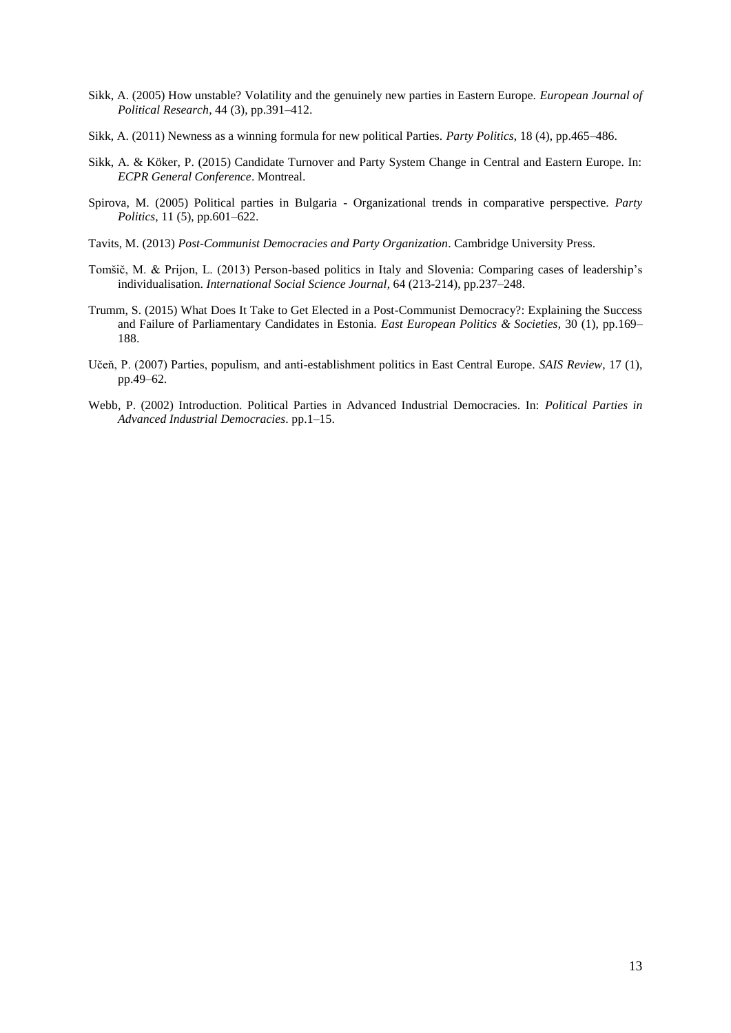Sikk, A. (2005) How unstable? Volatility and the genuinely new parties in Eastern Europe. *European Journal of Political Research*, 44 (3), pp.391–412.

Sikk, A. (2011) Newness as a winning formula for new political Parties. *Party Politics*, 18 (4), pp.465–486.

Sikk, A. & Köker, P. (2015) Candidate Turnover and Party System Change in Central and Eastern Europe. In: *ECPR General Conference*. Montreal.

Spirova, M. (2005) Political parties in Bulgaria - Organizational trends in comparative perspective. *Party Politics*, 11 (5), pp.601–622.

Tavits, M. (2013) *Post-Communist Democracies and Party Organization*. Cambridge University Press.

Tomšič, M. & Prijon, L. (2013) Person-based politics in Italy and Slovenia: Comparing cases of leadership's individualisation. *International Social Science Journal*, 64 (213-214), pp.237–248.

Trumm, S. (2015) What Does It Take to Get Elected in a Post-Communist Democracy?: Explaining the Success and Failure of Parliamentary Candidates in Estonia. *East European Politics & Societies*, 30 (1), pp.169–188.

Učeň, P. (2007) Parties, populism, and anti-establishment politics in East Central Europe. *SAIS Review*, 17 (1), pp.49–62.

Webb, P. (2002) Introduction. Political Parties in Advanced Industrial Democracies. In: *Political Parties in Advanced Industrial Democracies*. pp.1–15.